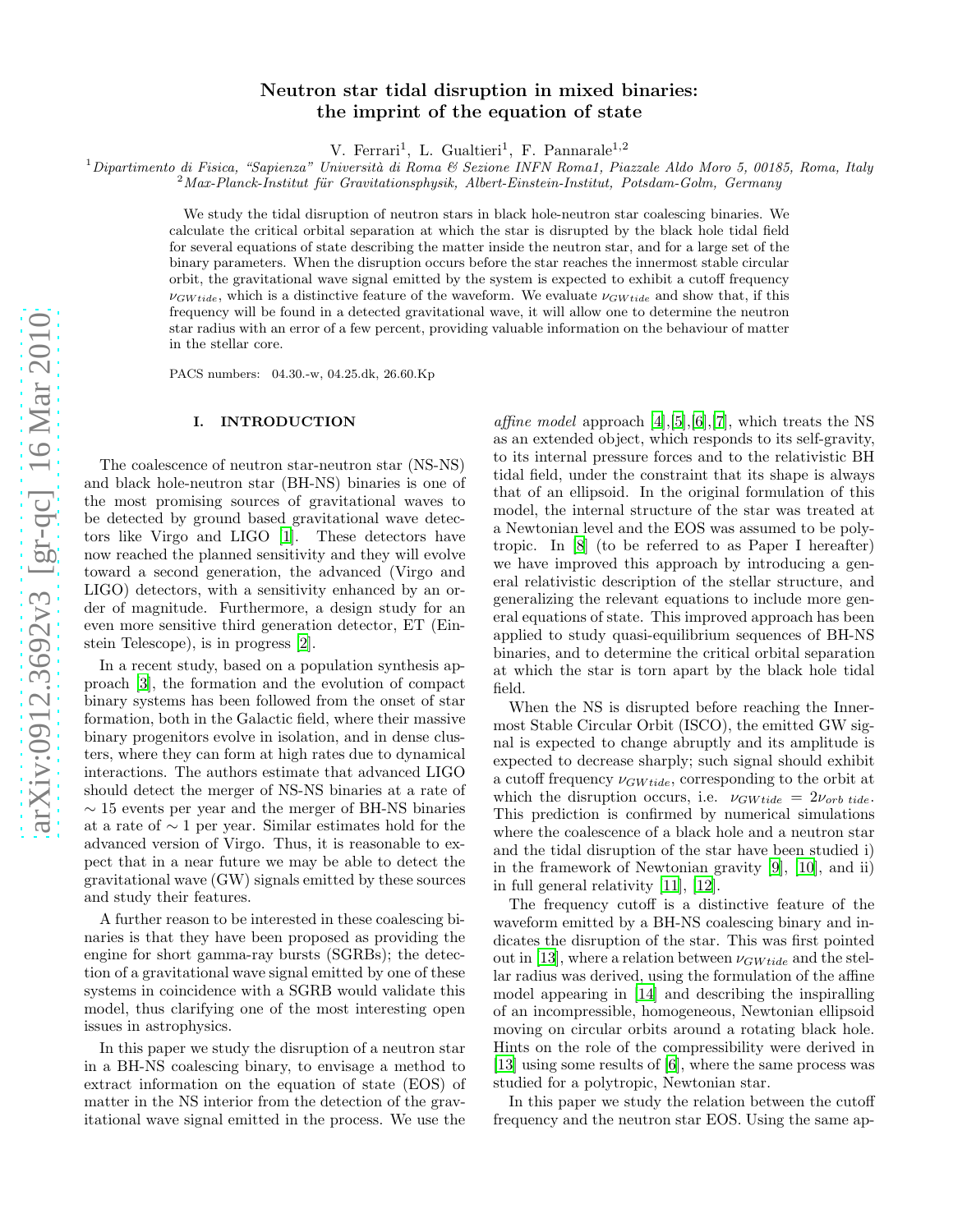# Neutron star tidal disruption in mixed binaries: the imprint of the equation of state

V. Ferrari[1], L. Gualtieri[1], F. Pannarale[1,2]

[1] *Dipartimento di Fisica, "Sapienza" Università di Roma & Sezione INFN Roma1, Piazzale Aldo Moro 5, 00185, Roma, Italy*
[2] *Max-Planck-Institut für Gravitationsphysik, Albert-Einstein-Institut, Potsdam-Golm, Germany*

We study the tidal disruption of neutron stars in black hole-neutron star coalescing binaries. We calculate the critical orbital separation at which the star is disrupted by the black hole tidal field for several equations of state describing the matter inside the neutron star, and for a large set of the binary parameters. When the disruption occurs before the star reaches the innermost stable circular orbit, the gravitational wave signal emitted by the system is expected to exhibit a cutoff frequency $\nu_{GWtide}$, which is a distinctive feature of the waveform. We evaluate $\nu_{GWtide}$ and show that, if this frequency will be found in a detected gravitational wave, it will allow one to determine the neutron star radius with an error of a few percent, providing valuable information on the behaviour of matter in the stellar core.

PACS numbers: 04.30.-w, 04.25.dk, 26.60.Kp

## I. INTRODUCTION

The coalescence of neutron star-neutron star (NS-NS) and black hole-neutron star (BH-NS) binaries is one of the most promising sources of gravitational waves to be detected by ground based gravitational wave detectors like Virgo and LIGO [1]. These detectors have now reached the planned sensitivity and they will evolve toward a second generation, the advanced (Virgo and LIGO) detectors, with a sensitivity enhanced by an order of magnitude. Furthermore, a design study for an even more sensitive third generation detector, ET (Einstein Telescope), is in progress [2].

In a recent study, based on a population synthesis approach [3], the formation and the evolution of compact binary systems has been followed from the onset of star formation, both in the Galactic field, where their massive binary progenitors evolve in isolation, and in dense clusters, where they can form at high rates due to dynamical interactions. The authors estimate that advanced LIGO should detect the merger of NS-NS binaries at a rate of $\sim 15$ events per year and the merger of BH-NS binaries at a rate of $\sim 1$ per year. Similar estimates hold for the advanced version of Virgo. Thus, it is reasonable to expect that in a near future we may be able to detect the gravitational wave (GW) signals emitted by these sources and study their features.

A further reason to be interested in these coalescing binaries is that they have been proposed as providing the engine for short gamma-ray bursts (SGRBs); the detection of a gravitational wave signal emitted by one of these systems in coincidence with a SGRB would validate this model, thus clarifying one of the most interesting open issues in astrophysics.

In this paper we study the disruption of a neutron star in a BH-NS coalescing binary, to envisage a method to extract information on the equation of state (EOS) of matter in the NS interior from the detection of the gravitational wave signal emitted in the process. We use the *affine model* approach [4],[5],[6],[7], which treats the NS as an extended object, which responds to its self-gravity, to its internal pressure forces and to the relativistic BH tidal field, under the constraint that its shape is always that of an ellipsoid. In the original formulation of this model, the internal structure of the star was treated at a Newtonian level and the EOS was assumed to be polytropic. In [8] (to be referred to as Paper I hereafter) we have improved this approach by introducing a general relativistic description of the stellar structure, and generalizing the relevant equations to include more general equations of state. This improved approach has been applied to study quasi-equilibrium sequences of BH-NS binaries, and to determine the critical orbital separation at which the star is torn apart by the black hole tidal field.

When the NS is disrupted before reaching the Innermost Stable Circular Orbit (ISCO), the emitted GW signal is expected to change abruptly and its amplitude is expected to decrease sharply; such signal should exhibit a cutoff frequency $\nu_{GWtide}$, corresponding to the orbit at which the disruption occurs, i.e. $\nu_{GWtide} = 2\nu_{orb\ tide}$. This prediction is confirmed by numerical simulations where the coalescence of a black hole and a neutron star and the tidal disruption of the star have been studied i) in the framework of Newtonian gravity [9], [10], and ii) in full general relativity [11], [12].

The frequency cutoff is a distinctive feature of the waveform emitted by a BH-NS coalescing binary and indicates the disruption of the star. This was first pointed out in [13], where a relation between $\nu_{GWtide}$ and the stellar radius was derived, using the formulation of the affine model appearing in [14] and describing the inspiralling of an incompressible, homogeneous, Newtonian ellipsoid moving on circular orbits around a rotating black hole. Hints on the role of the compressibility were derived in [13] using some results of [6], where the same process was studied for a polytropic, Newtonian star.

In this paper we study the relation between the cutoff frequency and the neutron star EOS. Using the same ap-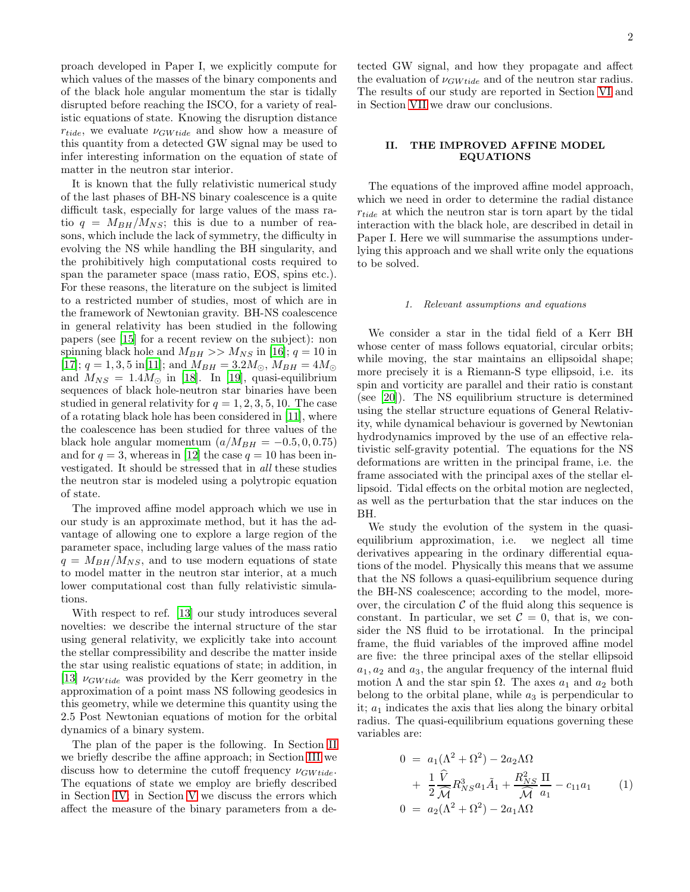proach developed in Paper I, we explicitly compute for which values of the masses of the binary components and of the black hole angular momentum the star is tidally disrupted before reaching the ISCO, for a variety of realistic equations of state. Knowing the disruption distance $r_{tide}$, we evaluate $\nu_{GWtide}$ and show how a measure of this quantity from a detected GW signal may be used to infer interesting information on the equation of state of matter in the neutron star interior.

It is known that the fully relativistic numerical study of the last phases of BH-NS binary coalescence is a quite difficult task, especially for large values of the mass ratio $q = M_{BH}/M_{NS}$; this is due to a number of reasons, which include the lack of symmetry, the difficulty in evolving the NS while handling the BH singularity, and the prohibitively high computational costs required to span the parameter space (mass ratio, EOS, spins etc.). For these reasons, the literature on the subject is limited to a restricted number of studies, most of which are in the framework of Newtonian gravity. BH-NS coalescence in general relativity has been studied in the following papers (see [15] for a recent review on the subject): non spinning black hole and $M_{BH} >> M_{NS}$ in [16]; $q = 10$ in [17]; $q = 1, 3, 5$ in[11]; and $M_{BH} = 3.2 M_\odot$, $M_{BH} = 4 M_\odot$ and $M_{NS} = 1.4 M_\odot$ in [18]. In [19], quasi-equilibrium sequences of black hole-neutron star binaries have been studied in general relativity for $q = 1, 2, 3, 5, 10$. The case of a rotating black hole has been considered in [11], where the coalescence has been studied for three values of the black hole angular momentum ($a/M_{BH} = -0.5, 0, 0.75$) and for $q = 3$, whereas in [12] the case $q = 10$ has been investigated. It should be stressed that in *all* these studies the neutron star is modeled using a polytropic equation of state.

The improved affine model approach which we use in our study is an approximate method, but it has the advantage of allowing one to explore a large region of the parameter space, including large values of the mass ratio $q = M_{BH}/M_{NS}$, and to use modern equations of state to model matter in the neutron star interior, at a much lower computational cost than fully relativistic simulations.

With respect to ref. [13] our study introduces several novelties: we describe the internal structure of the star using general relativity, we explicitly take into account the stellar compressibility and describe the matter inside the star using realistic equations of state; in addition, in [13] $\nu_{GWtide}$ was provided by the Kerr geometry in the approximation of a point mass NS following geodesics in this geometry, while we determine this quantity using the 2.5 Post Newtonian equations of motion for the orbital dynamics of a binary system.

The plan of the paper is the following. In Section II we briefly describe the affine approach; in Section III we discuss how to determine the cutoff frequency $\nu_{GWtide}$. The equations of state we employ are briefly described in Section IV; in Section V we discuss the errors which affect the measure of the binary parameters from a detected GW signal, and how they propagate and affect the evaluation of $\nu_{GWtide}$ and of the neutron star radius. The results of our study are reported in Section VI and in Section VII we draw our conclusions.

## II. THE IMPROVED AFFINE MODEL EQUATIONS

The equations of the improved affine model approach, which we need in order to determine the radial distance $r_{tide}$ at which the neutron star is torn apart by the tidal interaction with the black hole, are described in detail in Paper I. Here we will summarise the assumptions underlying this approach and we shall write only the equations to be solved.

#### 1. Relevant assumptions and equations

We consider a star in the tidal field of a Kerr BH whose center of mass follows equatorial, circular orbits; while moving, the star maintains an ellipsoidal shape; more precisely it is a Riemann-S type ellipsoid, i.e. its spin and vorticity are parallel and their ratio is constant (see [20]). The NS equilibrium structure is determined using the stellar structure equations of General Relativity, while dynamical behaviour is governed by Newtonian hydrodynamics improved by the use of an effective relativistic self-gravity potential. The equations for the NS deformations are written in the principal frame, i.e. the frame associated with the principal axes of the stellar ellipsoid. Tidal effects on the orbital motion are neglected, as well as the perturbation that the star induces on the BH.

We study the evolution of the system in the quasi-equilibrium approximation, i.e. we neglect all time derivatives appearing in the ordinary differential equations of the model. Physically this means that we assume that the NS follows a quasi-equilibrium sequence during the BH-NS coalescence; according to the model, moreover, the circulation $\mathcal{C}$ of the fluid along this sequence is constant. In particular, we set $\mathcal{C} = 0$, that is, we consider the NS fluid to be irrotational. In the principal frame, the fluid variables of the improved affine model are five: the three principal axes of the stellar ellipsoid $a_1, a_2$ and $a_3$, the angular frequency of the internal fluid motion $\Lambda$ and the star spin $\Omega$. The axes $a_1$ and $a_2$ both belong to the orbital plane, while $a_3$ is perpendicular to it; $a_1$ indicates the axis that lies along the binary orbital radius. The quasi-equilibrium equations governing these variables are:

$$
\begin{aligned}
0 &= a_1(\Lambda^2 + \Omega^2) - 2a_2\Lambda\Omega \\
&+ \frac{1}{2}\frac{\widehat{V}}{\widehat{\mathcal{M}}} R_{NS}^3 a_1 \tilde{A}_1 + \frac{R_{NS}^2}{\widehat{\mathcal{M}}}\frac{\Pi}{a_1} - c_{11} a_1 \qquad (1) \\
0 &= a_2(\Lambda^2 + \Omega^2) - 2a_1\Lambda\Omega
\end{aligned}
$$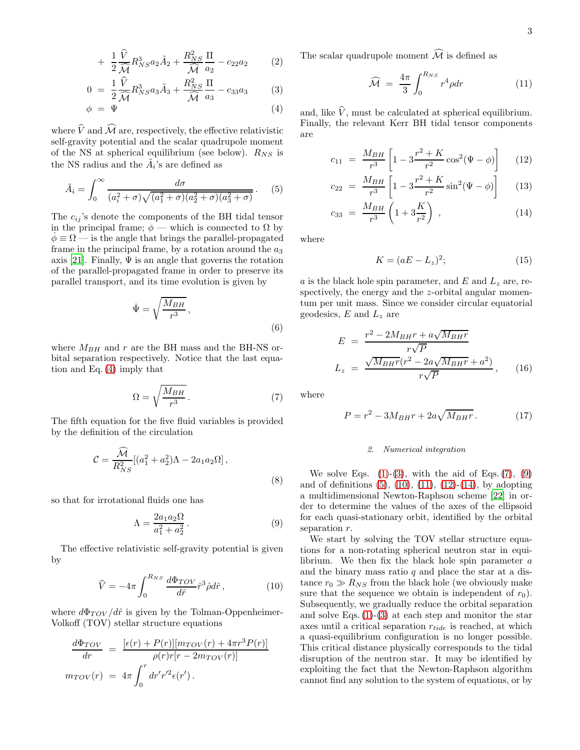$$+ \frac{1}{2}\frac{\widehat{V}}{\widehat{\mathcal{M}}}R_{NS}^3 a_2 \tilde{A}_2 + \frac{R_{NS}^2}{\widehat{\mathcal{M}}}\frac{\Pi}{a_2} - c_{22}a_2 \quad (2)$$

$$0 = \frac{1}{2}\frac{\widehat{V}}{\widehat{\mathcal{M}}}R_{NS}^3 a_3 \tilde{A}_3 + \frac{R_{NS}^2}{\widehat{\mathcal{M}}}\frac{\Pi}{a_3} - c_{33}a_3 \quad (3)$$

$$\phi = \Psi \quad (4)$$

where $\widehat{V}$ and $\widehat{\mathcal{M}}$ are, respectively, the effective relativistic self-gravity potential and the scalar quadrupole moment of the NS at spherical equilibrium (see below). $R_{NS}$ is the NS radius and the $\tilde{A}_i$'s are defined as

$$\tilde{A}_i = \int_0^\infty \frac{d\sigma}{(a_i^2+\sigma)\sqrt{(a_1^2+\sigma)(a_2^2+\sigma)(a_3^2+\sigma)}}. \quad (5)$$

The $c_{ij}$'s denote the components of the BH tidal tensor in the principal frame; $\phi$ — which is connected to $\Omega$ by $\dot{\phi} \equiv \Omega$ — is the angle that brings the parallel-propagated frame in the principal frame, by a rotation around the $a_3$ axis [21]. Finally, $\Psi$ is an angle that governs the rotation of the parallel-propagated frame in order to preserve its parallel transport, and its time evolution is given by

$$\dot{\Psi} = \sqrt{\frac{M_{BH}}{r^3}}, \quad (6)$$

where $M_{BH}$ and $r$ are the BH mass and the BH-NS orbital separation respectively. Notice that the last equation and Eq. (4) imply that

$$\Omega = \sqrt{\frac{M_{BH}}{r^3}}. \quad (7)$$

The fifth equation for the five fluid variables is provided by the definition of the circulation

$$\mathcal{C} = \frac{\widehat{\mathcal{M}}}{R_{NS}^2}[(a_1^2+a_2^2)\Lambda - 2a_1a_2\Omega], \quad (8)$$

so that for irrotational fluids one has

$$\Lambda = \frac{2a_1a_2\Omega}{a_1^2+a_2^2}. \quad (9)$$

The effective relativistic self-gravity potential is given by

$$\widehat{V} = -4\pi\int_0^{R_{NS}} \frac{d\Phi_{TOV}}{d\hat{r}}\hat{r}^3\hat{\rho}\,d\hat{r}, \quad (10)$$

where $d\Phi_{TOV}/d\hat{r}$ is given by the Tolman-Oppenheimer-Volkoff (TOV) stellar structure equations

$$\frac{d\Phi_{TOV}}{dr} = \frac{[\epsilon(r)+P(r)][m_{TOV}(r)+4\pi r^3P(r)]}{\rho(r)r[r-2m_{TOV}(r)]}$$

$$m_{TOV}(r) = 4\pi\int_0^r dr' r'^2\epsilon(r').$$

The scalar quadrupole moment $\widehat{\mathcal{M}}$ is defined as

$$\widehat{\mathcal{M}} = \frac{4\pi}{3}\int_0^{R_{NS}} r^4\rho\,dr \quad (11)$$

and, like $\widehat{V}$, must be calculated at spherical equilibrium. Finally, the relevant Kerr BH tidal tensor components are

$$c_{11} = \frac{M_{BH}}{r^3}\left[1 - 3\frac{r^2+K}{r^2}\cos^2(\Psi-\phi)\right] \quad (12)$$

$$c_{22} = \frac{M_{BH}}{r^3}\left[1 - 3\frac{r^2+K}{r^2}\sin^2(\Psi-\phi)\right] \quad (13)$$

$$c_{33} = \frac{M_{BH}}{r^3}\left(1 + 3\frac{K}{r^2}\right), \quad (14)$$

where

$$K = (aE - L_z)^2; \quad (15)$$

$a$ is the black hole spin parameter, and $E$ and $L_z$ are, respectively, the energy and the $z$-orbital angular momentum per unit mass. Since we consider circular equatorial geodesics, $E$ and $L_z$ are

$$E = \frac{r^2 - 2M_{BH}r + a\sqrt{M_{BH}r}}{r\sqrt{P}}$$

$$L_z = \frac{\sqrt{M_{BH}r}(r^2 - 2a\sqrt{M_{BH}r} + a^2)}{r\sqrt{P}}, \quad (16)$$

where

$$P = r^2 - 3M_{BH}r + 2a\sqrt{M_{BH}r}. \quad (17)$$

### 2. Numerical integration

We solve Eqs. (1)-(3), with the aid of Eqs. (7), (9) and of definitions (5), (10), (11), (12)-(14), by adopting a multidimensional Newton-Raphson scheme [22] in order to determine the values of the axes of the ellipsoid for each quasi-stationary orbit, identified by the orbital separation $r$.

We start by solving the TOV stellar structure equations for a non-rotating spherical neutron star in equilibrium. We then fix the black hole spin parameter $a$ and the binary mass ratio $q$ and place the star at a distance $r_0 \gg R_{NS}$ from the black hole (we obviously make sure that the sequence we obtain is independent of $r_0$). Subsequently, we gradually reduce the orbital separation and solve Eqs. (1)-(3) at each step and monitor the star axes until a critical separation $r_{tide}$ is reached, at which a quasi-equilibrium configuration is no longer possible. This critical distance physically corresponds to the tidal disruption of the neutron star. It may be identified by exploiting the fact that the Newton-Raphson algorithm cannot find any solution to the system of equations, or by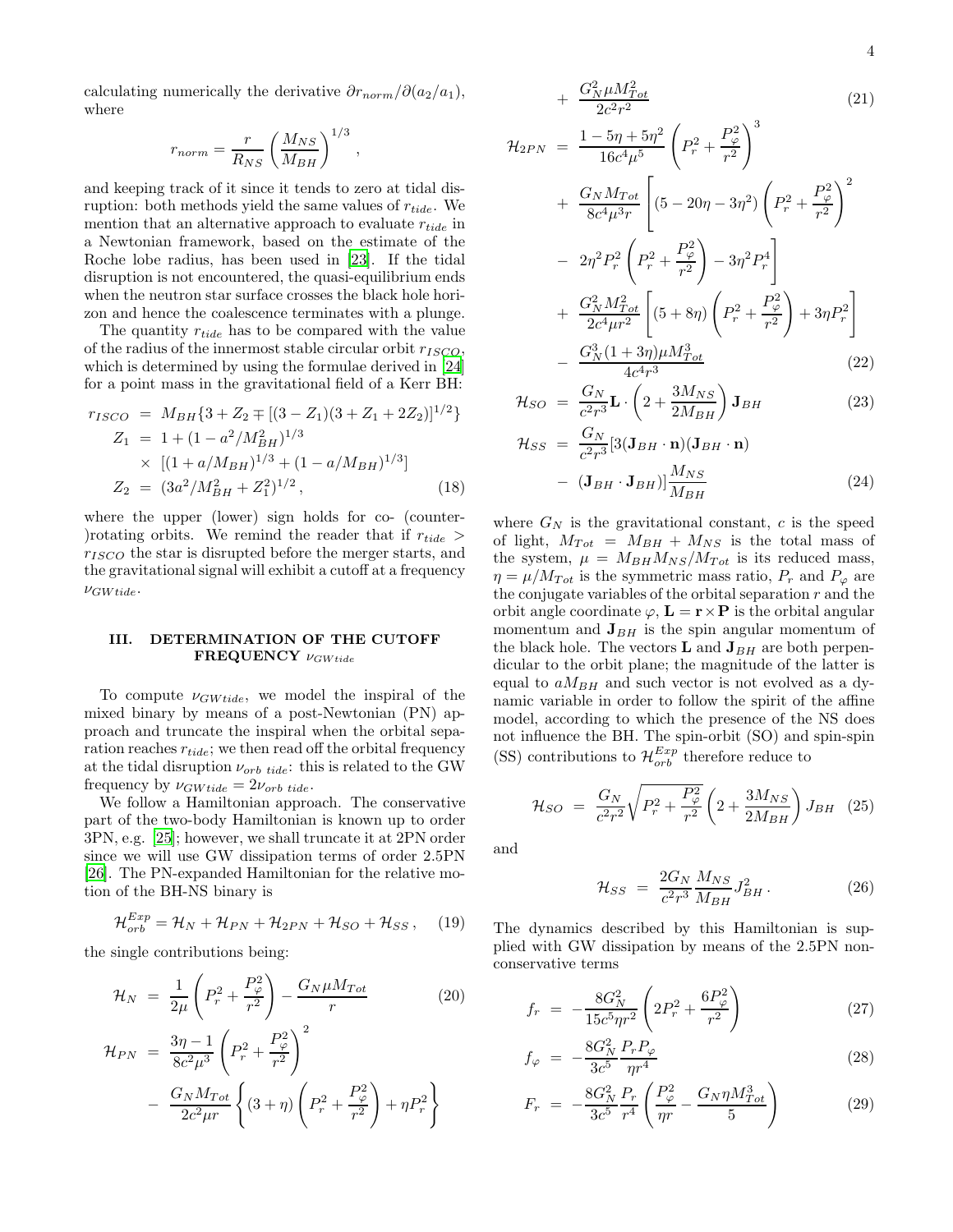calculating numerically the derivative $\partial r_{norm}/\partial(a_2/a_1)$, where

$$r_{norm} = \frac{r}{R_{NS}}\left(\frac{M_{NS}}{M_{BH}}\right)^{1/3},$$

and keeping track of it since it tends to zero at tidal disruption: both methods yield the same values of $r_{tide}$. We mention that an alternative approach to evaluate $r_{tide}$ in a Newtonian framework, based on the estimate of the Roche lobe radius, has been used in [23]. If the tidal disruption is not encountered, the quasi-equilibrium ends when the neutron star surface crosses the black hole horizon and hence the coalescence terminates with a plunge.

The quantity $r_{tide}$ has to be compared with the value of the radius of the innermost stable circular orbit $r_{ISCO}$, which is determined by using the formulae derived in [24] for a point mass in the gravitational field of a Kerr BH:

$$\begin{aligned}
r_{ISCO} &= M_{BH}\{3 + Z_2 \mp [(3 - Z_1)(3 + Z_1 + 2Z_2)]^{1/2}\} \\
Z_1 &= 1 + (1 - a^2/M_{BH}^2)^{1/3} \\
&\times\ [(1 + a/M_{BH})^{1/3} + (1 - a/M_{BH})^{1/3}] \\
Z_2 &= (3a^2/M_{BH}^2 + Z_1^2)^{1/2}, \qquad (18)
\end{aligned}$$

where the upper (lower) sign holds for co- (counter-)rotating orbits. We remind the reader that if $r_{tide} > r_{ISCO}$ the star is disrupted before the merger starts, and the gravitational signal will exhibit a cutoff at a frequency $\nu_{GWtide}$.

## III. DETERMINATION OF THE CUTOFF FREQUENCY $\nu_{GWtide}$

To compute $\nu_{GWtide}$, we model the inspiral of the mixed binary by means of a post-Newtonian (PN) approach and truncate the inspiral when the orbital separation reaches $r_{tide}$; we then read off the orbital frequency at the tidal disruption $\nu_{orb\ tide}$: this is related to the GW frequency by $\nu_{GWtide} = 2\nu_{orb\ tide}$.

We follow a Hamiltonian approach. The conservative part of the two-body Hamiltonian is known up to order 3PN, e.g. [25]; however, we shall truncate it at 2PN order since we will use GW dissipation terms of order 2.5PN [26]. The PN-expanded Hamiltonian for the relative motion of the BH-NS binary is

$$\mathcal{H}_{orb}^{Exp} = \mathcal{H}_N + \mathcal{H}_{PN} + \mathcal{H}_{2PN} + \mathcal{H}_{SO} + \mathcal{H}_{SS}, \qquad (19)$$

the single contributions being:

$$\mathcal{H}_N = \frac{1}{2\mu}\left(P_r^2 + \frac{P_\varphi^2}{r^2}\right) - \frac{G_N \mu M_{Tot}}{r} \qquad (20)$$

$$\begin{aligned}
\mathcal{H}_{PN} &= \frac{3\eta - 1}{8c^2\mu^3}\left(P_r^2 + \frac{P_\varphi^2}{r^2}\right)^2 \\
&- \frac{G_N M_{Tot}}{2c^2\mu r}\left\{(3+\eta)\left(P_r^2 + \frac{P_\varphi^2}{r^2}\right) + \eta P_r^2\right\} \\
&+ \frac{G_N^2 \mu M_{Tot}^2}{2c^2 r^2} \qquad (21)
\end{aligned}$$

$$\begin{aligned}
\mathcal{H}_{2PN} &= \frac{1 - 5\eta + 5\eta^2}{16c^4\mu^5}\left(P_r^2 + \frac{P_\varphi^2}{r^2}\right)^3 \\
&+ \frac{G_N M_{Tot}}{8c^4\mu^3 r}\left[(5 - 20\eta - 3\eta^2)\left(P_r^2 + \frac{P_\varphi^2}{r^2}\right)^2\right. \\
&- \left.2\eta^2 P_r^2\left(P_r^2 + \frac{P_\varphi^2}{r^2}\right) - 3\eta^2 P_r^4\right] \\
&+ \frac{G_N^2 M_{Tot}^2}{2c^4\mu r^2}\left[(5 + 8\eta)\left(P_r^2 + \frac{P_\varphi^2}{r^2}\right) + 3\eta P_r^2\right] \\
&- \frac{G_N^3(1+3\eta)\mu M_{Tot}^3}{4c^4 r^3} \qquad (22)
\end{aligned}$$

$$\mathcal{H}_{SO} = \frac{G_N}{c^2 r^3}\mathbf{L}\cdot\left(2 + \frac{3M_{NS}}{2M_{BH}}\right)\mathbf{J}_{BH} \qquad (23)$$

$$\begin{aligned}
\mathcal{H}_{SS} &= \frac{G_N}{c^2 r^3}[3(\mathbf{J}_{BH}\cdot\mathbf{n})(\mathbf{J}_{BH}\cdot\mathbf{n}) \\
&- (\mathbf{J}_{BH}\cdot\mathbf{J}_{BH})]\frac{M_{NS}}{M_{BH}} \qquad (24)
\end{aligned}$$

where $G_N$ is the gravitational constant, $c$ is the speed of light, $M_{Tot} = M_{BH} + M_{NS}$ is the total mass of the system, $\mu = M_{BH}M_{NS}/M_{Tot}$ is its reduced mass, $\eta = \mu/M_{Tot}$ is the symmetric mass ratio, $P_r$ and $P_\varphi$ are the conjugate variables of the orbital separation $r$ and the orbit angle coordinate $\varphi$, $\mathbf{L} = \mathbf{r}\times\mathbf{P}$ is the orbital angular momentum and $\mathbf{J}_{BH}$ is the spin angular momentum of the black hole. The vectors $\mathbf{L}$ and $\mathbf{J}_{BH}$ are both perpendicular to the orbit plane; the magnitude of the latter is equal to $aM_{BH}$ and such vector is not evolved as a dynamic variable in order to follow the spirit of the affine model, according to which the presence of the NS does not influence the BH. The spin-orbit (SO) and spin-spin (SS) contributions to $\mathcal{H}_{orb}^{Exp}$ therefore reduce to

$$\mathcal{H}_{SO} = \frac{G_N}{c^2 r^2}\sqrt{P_r^2 + \frac{P_\varphi^2}{r^2}}\left(2 + \frac{3M_{NS}}{2M_{BH}}\right)J_{BH} \qquad (25)$$

and

$$\mathcal{H}_{SS} = \frac{2G_N}{c^2 r^3}\frac{M_{NS}}{M_{BH}}J_{BH}^2. \qquad (26)$$

The dynamics described by this Hamiltonian is supplied with GW dissipation by means of the 2.5PN non-conservative terms

$$f_r = -\frac{8G_N^2}{15c^5\eta r^2}\left(2P_r^2 + \frac{6P_\varphi^2}{r^2}\right) \qquad (27)$$

$$f_\varphi = -\frac{8G_N^2}{3c^5}\frac{P_r P_\varphi}{\eta r^4} \qquad (28)$$

$$F_r = -\frac{8G_N^2}{3c^5}\frac{P_r}{r^4}\left(\frac{P_\varphi^2}{\eta r} - \frac{G_N \eta M_{Tot}^3}{5}\right) \qquad (29)$$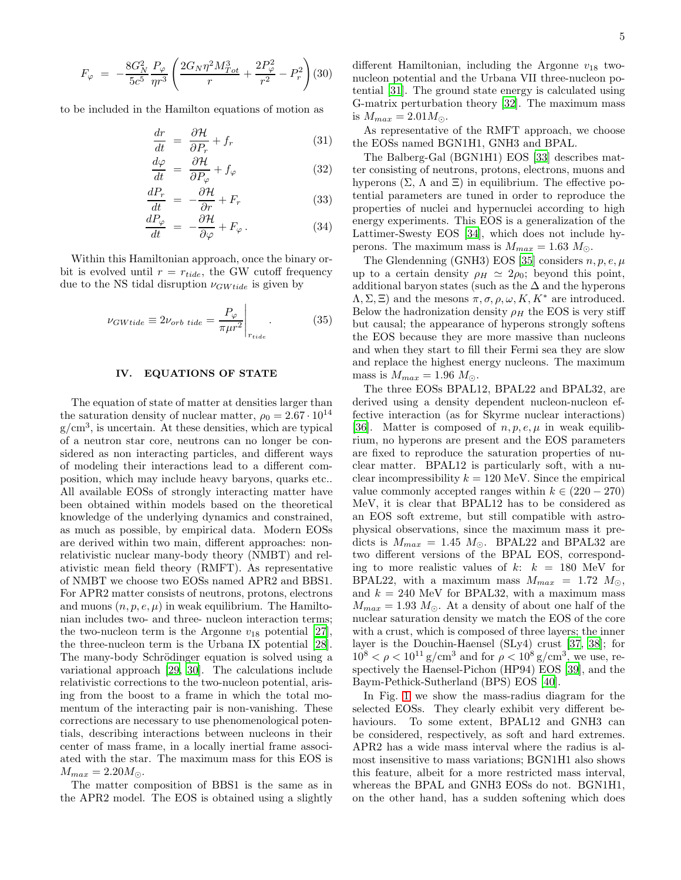$$F_\varphi = -\frac{8G_N^2}{5c^5}\frac{P_\varphi}{\eta r^3}\left(\frac{2G_N\eta^2 M_{Tot}^3}{r} + \frac{2P_\varphi^2}{r^2} - P_r^2\right) \quad (30)$$

to be included in the Hamilton equations of motion as

$$\frac{dr}{dt} = \frac{\partial \mathcal{H}}{\partial P_r} + f_r \quad (31)$$

$$\frac{d\varphi}{dt} = \frac{\partial \mathcal{H}}{\partial P_\varphi} + f_\varphi \quad (32)$$

$$\frac{dP_r}{dt} = -\frac{\partial \mathcal{H}}{\partial r} + F_r \quad (33)$$

$$\frac{dP_\varphi}{dt} = -\frac{\partial \mathcal{H}}{\partial \varphi} + F_\varphi \,. \quad (34)$$

Within this Hamiltonian approach, once the binary orbit is evolved until $r = r_{tide}$, the GW cutoff frequency due to the NS tidal disruption $\nu_{GWtide}$ is given by

$$\nu_{GWtide} \equiv 2\nu_{orb\ tide} = \left.\frac{P_\varphi}{\pi \mu r^2}\right|_{r_{tide}} . \quad (35)$$

## IV. EQUATIONS OF STATE

The equation of state of matter at densities larger than the saturation density of nuclear matter, $\rho_0 = 2.67 \cdot 10^{14}$ g/cm$^3$, is uncertain. At these densities, which are typical of a neutron star core, neutrons can no longer be considered as non interacting particles, and different ways of modeling their interactions lead to a different composition, which may include heavy baryons, quarks etc.. All available EOSs of strongly interacting matter have been obtained within models based on the theoretical knowledge of the underlying dynamics and constrained, as much as possible, by empirical data. Modern EOSs are derived within two main, different approaches: non-relativistic nuclear many-body theory (NMBT) and relativistic mean field theory (RMFT). As representative of NMBT we choose two EOSs named APR2 and BBS1. For APR2 matter consists of neutrons, protons, electrons and muons $(n, p, e, \mu)$ in weak equilibrium. The Hamiltonian includes two- and three- nucleon interaction terms; the two-nucleon term is the Argonne $v_{18}$ potential [27], the three-nucleon term is the Urbana IX potential [28]. The many-body Schrödinger equation is solved using a variational approach [29, 30]. The calculations include relativistic corrections to the two-nucleon potential, arising from the boost to a frame in which the total momentum of the interacting pair is non-vanishing. These corrections are necessary to use phenomenological potentials, describing interactions between nucleons in their center of mass frame, in a locally inertial frame associated with the star. The maximum mass for this EOS is $M_{max} = 2.20 M_\odot$.

The matter composition of BBS1 is the same as in the APR2 model. The EOS is obtained using a slightly different Hamiltonian, including the Argonne $v_{18}$ two-nucleon potential and the Urbana VII three-nucleon potential [31]. The ground state energy is calculated using G-matrix perturbation theory [32]. The maximum mass is $M_{max} = 2.01 M_\odot$.

As representative of the RMFT approach, we choose the EOSs named BGN1H1, GNH3 and BPAL.

The Balberg-Gal (BGN1H1) EOS [33] describes matter consisting of neutrons, protons, electrons, muons and hyperons ($\Sigma$, $\Lambda$ and $\Xi$) in equilibrium. The effective potential parameters are tuned in order to reproduce the properties of nuclei and hypernuclei according to high energy experiments. This EOS is a generalization of the Lattimer-Swesty EOS [34], which does not include hyperons. The maximum mass is $M_{max} = 1.63\ M_\odot$.

The Glendenning (GNH3) EOS [35] considers $n, p, e, \mu$ up to a certain density $\rho_H \simeq 2\rho_0$; beyond this point, additional baryon states (such as the $\Delta$ and the hyperons $\Lambda, \Sigma, \Xi$) and the mesons $\pi, \sigma, \rho, \omega, K, K^*$ are introduced. Below the hadronization density $\rho_H$ the EOS is very stiff but causal; the appearance of hyperons strongly softens the EOS because they are more massive than nucleons and when they start to fill their Fermi sea they are slow and replace the highest energy nucleons. The maximum mass is $M_{max} = 1.96\ M_\odot$.

The three EOSs BPAL12, BPAL22 and BPAL32, are derived using a density dependent nucleon-nucleon effective interaction (as for Skyrme nuclear interactions) [36]. Matter is composed of $n, p, e, \mu$ in weak equilibrium, no hyperons are present and the EOS parameters are fixed to reproduce the saturation properties of nuclear matter. BPAL12 is particularly soft, with a nuclear incompressibility $k = 120$ MeV. Since the empirical value commonly accepted ranges within $k \in (220 - 270)$ MeV, it is clear that BPAL12 has to be considered as an EOS soft extreme, but still compatible with astrophysical observations, since the maximum mass it predicts is $M_{max} = 1.45\ M_\odot$. BPAL22 and BPAL32 are two different versions of the BPAL EOS, corresponding to more realistic values of $k$: $k = 180$ MeV for BPAL22, with a maximum mass $M_{max} = 1.72\ M_\odot$, and $k = 240$ MeV for BPAL32, with a maximum mass $M_{max} = 1.93\ M_\odot$. At a density of about one half of the nuclear saturation density we match the EOS of the core with a crust, which is composed of three layers; the inner layer is the Douchin-Haensel (SLy4) crust [37, 38]; for $10^8 < \rho < 10^{11}$ g/cm$^3$ and for $\rho < 10^8$ g/cm$^3$, we use, respectively the Haensel-Pichon (HP94) EOS [39], and the Baym-Pethick-Sutherland (BPS) EOS [40].

In Fig. 1 we show the mass-radius diagram for the selected EOSs. They clearly exhibit very different behaviours. To some extent, BPAL12 and GNH3 can be considered, respectively, as soft and hard extremes. APR2 has a wide mass interval where the radius is almost insensitive to mass variations; BGN1H1 also shows this feature, albeit for a more restricted mass interval, whereas the BPAL and GNH3 EOSs do not. BGN1H1, on the other hand, has a sudden softening which does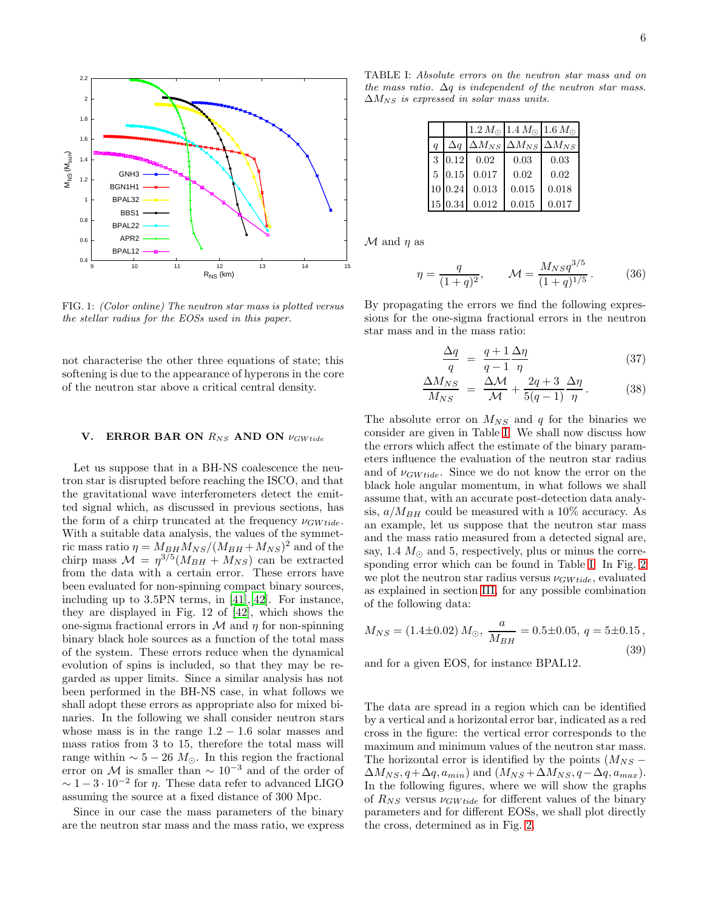2.2
2
1.8
1.6
1.4
1.2
1
0.8
0.6
0.4

$M_{NS}$ ($M_{sun}$)

9 10 11 12 13 14 15

$R_{NS}$ (km)

GNH3
BGN1H1
BPAL32
BBS1
BPAL22
APR2
BPAL12

FIG. 1: *(Color online) The neutron star mass is plotted versus the stellar radius for the EOSs used in this paper.*

not characterise the other three equations of state; this softening is due to the appearance of hyperons in the core of the neutron star above a critical central density.

## V. ERROR BAR ON $R_{NS}$ AND ON $\nu_{GWtide}$

Let us suppose that in a BH-NS coalescence the neutron star is disrupted before reaching the ISCO, and that the gravitational wave interferometers detect the emitted signal which, as discussed in previous sections, has the form of a chirp truncated at the frequency $\nu_{GWtide}$. With a suitable data analysis, the values of the symmetric mass ratio $\eta = M_{BH}M_{NS}/(M_{BH}+M_{NS})^2$ and of the chirp mass $\mathcal{M} = \eta^{3/5}(M_{BH}+M_{NS})$ can be extracted from the data with a certain error. These errors have been evaluated for non-spinning compact binary sources, including up to 3.5PN terms, in [41], [42]. For instance, they are displayed in Fig. 12 of [42], which shows the one-sigma fractional errors in $\mathcal{M}$ and $\eta$ for non-spinning binary black hole sources as a function of the total mass of the system. These errors reduce when the dynamical evolution of spins is included, so that they may be regarded as upper limits. Since a similar analysis has not been performed in the BH-NS case, in what follows we shall adopt these errors as appropriate also for mixed binaries. In the following we shall consider neutron stars whose mass is in the range $1.2-1.6$ solar masses and mass ratios from 3 to 15, therefore the total mass will range within $\sim 5-26\ M_\odot$. In this region the fractional error on $\mathcal{M}$ is smaller than $\sim 10^{-3}$ and of the order of $\sim 1-3\cdot 10^{-2}$ for $\eta$. These data refer to advanced LIGO assuming the source at a fixed distance of 300 Mpc.

Since in our case the mass parameters of the binary are the neutron star mass and the mass ratio, we express $\mathcal{M}$ and $\eta$ as

$$\eta = \frac{q}{(1+q)^2}, \qquad \mathcal{M} = \frac{M_{NS}q^{3/5}}{(1+q)^{1/5}}. \tag{36}$$

By propagating the errors we find the following expressions for the one-sigma fractional errors in the neutron star mass and in the mass ratio:

$$\frac{\Delta q}{q} = \frac{q+1}{q-1}\frac{\Delta\eta}{\eta} \tag{37}$$

$$\frac{\Delta M_{NS}}{M_{NS}} = \frac{\Delta\mathcal{M}}{\mathcal{M}} + \frac{2q+3}{5(q-1)}\frac{\Delta\eta}{\eta}. \tag{38}$$

TABLE I: *Absolute errors on the neutron star mass and on the mass ratio. $\Delta q$ is independent of the neutron star mass. $\Delta M_{NS}$ is expressed in solar mass units.*

| | | $1.2\,M_\odot$ | $1.4\,M_\odot$ | $1.6\,M_\odot$ |
|---|---|---|---|---|
| $q$ | $\Delta q$ | $\Delta M_{NS}$ | $\Delta M_{NS}$ | $\Delta M_{NS}$ |
| 3 | 0.12 | 0.02 | 0.03 | 0.03 |
| 5 | 0.15 | 0.017 | 0.02 | 0.02 |
| 10 | 0.24 | 0.013 | 0.015 | 0.018 |
| 15 | 0.34 | 0.012 | 0.015 | 0.017 |

The absolute error on $M_{NS}$ and $q$ for the binaries we consider are given in Table I. We shall now discuss how the errors which affect the estimate of the binary parameters influence the evaluation of the neutron star radius and of $\nu_{GWtide}$. Since we do not know the error on the black hole angular momentum, in what follows we shall assume that, with an accurate post-detection data analysis, $a/M_{BH}$ could be measured with a 10% accuracy. As an example, let us suppose that the neutron star mass and the mass ratio measured from a detected signal are, say, 1.4 $M_\odot$ and 5, respectively, plus or minus the corresponding error which can be found in Table I. In Fig. 2 we plot the neutron star radius versus $\nu_{GWtide}$, evaluated as explained in section III, for any possible combination of the following data:

$$M_{NS} = (1.4\pm 0.02)\,M_\odot,\ \frac{a}{M_{BH}} = 0.5\pm 0.05,\ q = 5\pm 0.15\,, \tag{39}$$

and for a given EOS, for instance BPAL12.

The data are spread in a region which can be identified by a vertical and a horizontal error bar, indicated as a red cross in the figure: the vertical error corresponds to the maximum and minimum values of the neutron star mass. The horizontal error is identified by the points $(M_{NS}-\Delta M_{NS}, q+\Delta q, a_{min})$ and $(M_{NS}+\Delta M_{NS}, q-\Delta q, a_{max})$. In the following figures, where we will show the graphs of $R_{NS}$ versus $\nu_{GWtide}$ for different values of the binary parameters and for different EOSs, we shall plot directly the cross, determined as in Fig. 2.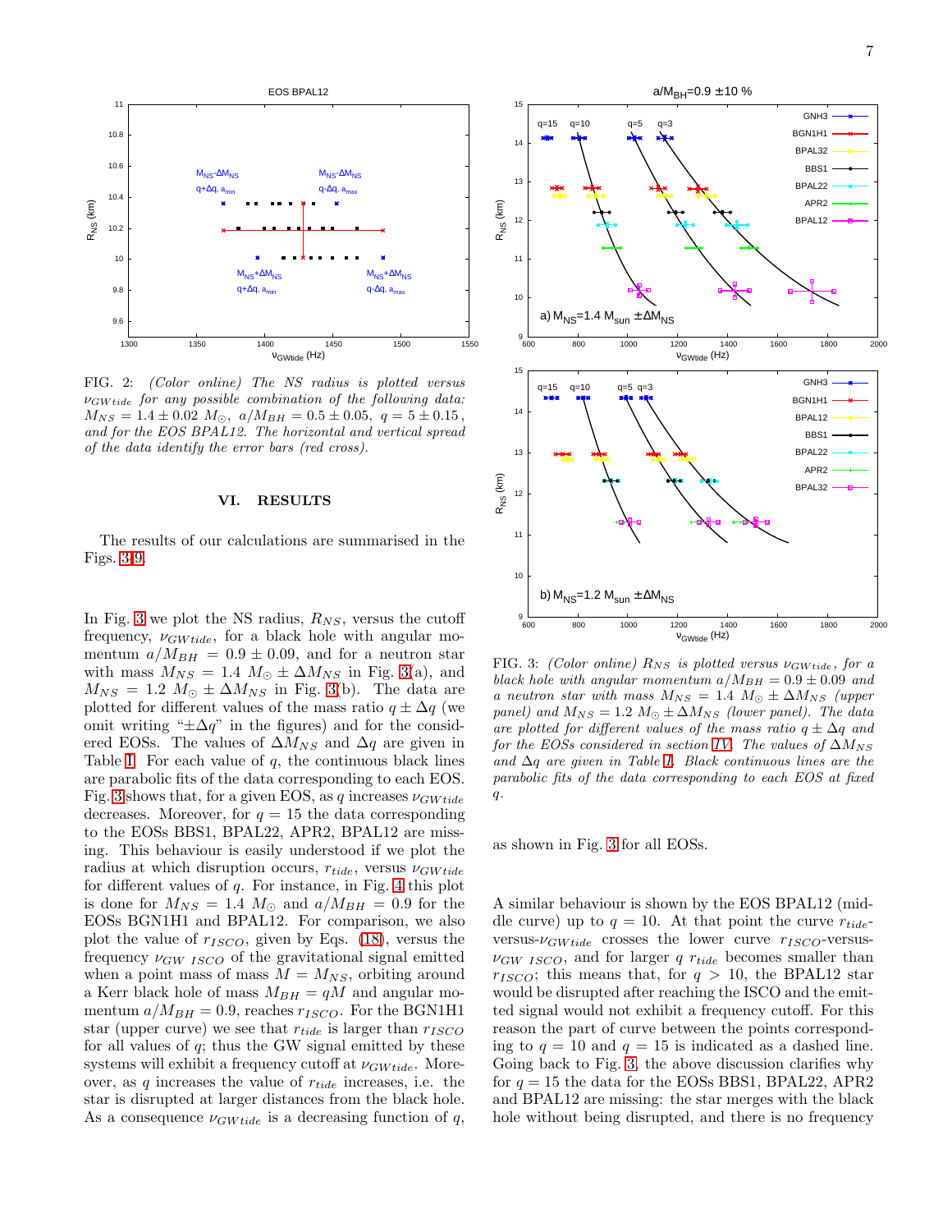EOS BPAL12

$M_{NS}$-$\Delta M_{NS}$
$q$+$\Delta q$, $a_{min}$

$M_{NS}$-$\Delta M_{NS}$
$q$-$\Delta q$, $a_{max}$

$M_{NS}$+$\Delta M_{NS}$
$q$+$\Delta q$, $a_{min}$

$M_{NS}$+$\Delta M_{NS}$
$q$-$\Delta q$, $a_{max}$

$R_{NS}$ (km)

$\nu_{GWtide}$ (Hz)

11
10.8
10.6
10.4
10.2
10
9.8
9.6

1300 1350 1400 1450 1500 1550

FIG. 2: *(Color online) The NS radius is plotted versus $\nu_{GWtide}$ for any possible combination of the following data: $M_{NS} = 1.4 \pm 0.02\ M_{\odot}$, $a/M_{BH} = 0.5 \pm 0.05$, $q = 5 \pm 0.15$, and for the EOS BPAL12. The horizontal and vertical spread of the data identify the error bars (red cross).*

## VI. RESULTS

The results of our calculations are summarised in the Figs. 3-9.

In Fig. 3 we plot the NS radius, $R_{NS}$, versus the cutoff frequency, $\nu_{GWtide}$, for a black hole with angular momentum $a/M_{BH} = 0.9 \pm 0.09$, and for a neutron star with mass $M_{NS} = 1.4\ M_{\odot} \pm \Delta M_{NS}$ in Fig. 3(a), and $M_{NS} = 1.2\ M_{\odot} \pm \Delta M_{NS}$ in Fig. 3(b). The data are plotted for different values of the mass ratio $q \pm \Delta q$ (we omit writing "$\pm\Delta q$" in the figures) and for the considered EOSs. The values of $\Delta M_{NS}$ and $\Delta q$ are given in Table I. For each value of $q$, the continuous black lines are parabolic fits of the data corresponding to each EOS. Fig. 3 shows that, for a given EOS, as $q$ increases $\nu_{GWtide}$ decreases. Moreover, for $q = 15$ the data corresponding to the EOSs BBS1, BPAL22, APR2, BPAL12 are missing. This behaviour is easily understood if we plot the radius at which disruption occurs, $r_{tide}$, versus $\nu_{GWtide}$ for different values of $q$. For instance, in Fig. 4 this plot is done for $M_{NS} = 1.4\ M_{\odot}$ and $a/M_{BH} = 0.9$ for the EOSs BGN1H1 and BPAL12. For comparison, we also plot the value of $r_{ISCO}$, given by Eqs. (18), versus the frequency $\nu_{GW\ ISCO}$ of the gravitational signal emitted when a point mass of mass $M = M_{NS}$, orbiting around a Kerr black hole of mass $M_{BH} = qM$ and angular momentum $a/M_{BH} = 0.9$, reaches $r_{ISCO}$. For the BGN1H1 star (upper curve) we see that $r_{tide}$ is larger than $r_{ISCO}$ for all values of $q$; thus the GW signal emitted by these systems will exhibit a frequency cutoff at $\nu_{GWtide}$. Moreover, as $q$ increases the value of $r_{tide}$ increases, i.e. the star is disrupted at larger distances from the black hole. As a consequence $\nu_{GWtide}$ is a decreasing function of $q$,

$a/M_{BH}$=0.9 ±10 %

q=15 q=10 q=5 q=3

GNH3
BGN1H1
BPAL32
BBS1
BPAL22
APR2
BPAL12

a) $M_{NS}$=1.4 $M_{sun}$ ±$\Delta M_{NS}$

$R_{NS}$ (km)

$\nu_{GWtide}$ (Hz)

15
14
13
12
11
10
9

600 800 1000 1200 1400 1600 1800 2000

q=15 q=10 q=5 q=3

GNH3
BGN1H1
BPAL12
BBS1
BPAL22
APR2
BPAL32

b) $M_{NS}$=1.2 $M_{sun}$ ±$\Delta M_{NS}$

$R_{NS}$ (km)

$\nu_{GWtide}$ (Hz)

15
14
13
12
11
10
9

600 800 1000 1200 1400 1600 1800 2000

FIG. 3: *(Color online) $R_{NS}$ is plotted versus $\nu_{GWtide}$, for a black hole with angular momentum $a/M_{BH} = 0.9 \pm 0.09$ and a neutron star with mass $M_{NS} = 1.4\ M_{\odot} \pm \Delta M_{NS}$ (upper panel) and $M_{NS} = 1.2\ M_{\odot} \pm \Delta M_{NS}$ (lower panel). The data are plotted for different values of the mass ratio $q \pm \Delta q$ and for the EOSs considered in section IV. The values of $\Delta M_{NS}$ and $\Delta q$ are given in Table I. Black continuous lines are the parabolic fits of the data corresponding to each EOS at fixed $q$.*

as shown in Fig. 3 for all EOSs.

A similar behaviour is shown by the EOS BPAL12 (middle curve) up to $q = 10$. At that point the curve $r_{tide}$-versus-$\nu_{GWtide}$ crosses the lower curve $r_{ISCO}$-versus-$\nu_{GW\ ISCO}$, and for larger $q$ $r_{tide}$ becomes smaller than $r_{ISCO}$; this means that, for $q > 10$, the BPAL12 star would be disrupted after reaching the ISCO and the emitted signal would not exhibit a frequency cutoff. For this reason the part of curve between the points corresponding to $q = 10$ and $q = 15$ is indicated as a dashed line. Going back to Fig. 3, the above discussion clarifies why for $q = 15$ the data for the EOSs BBS1, BPAL22, APR2 and BPAL12 are missing: the star merges with the black hole without being disrupted, and there is no frequency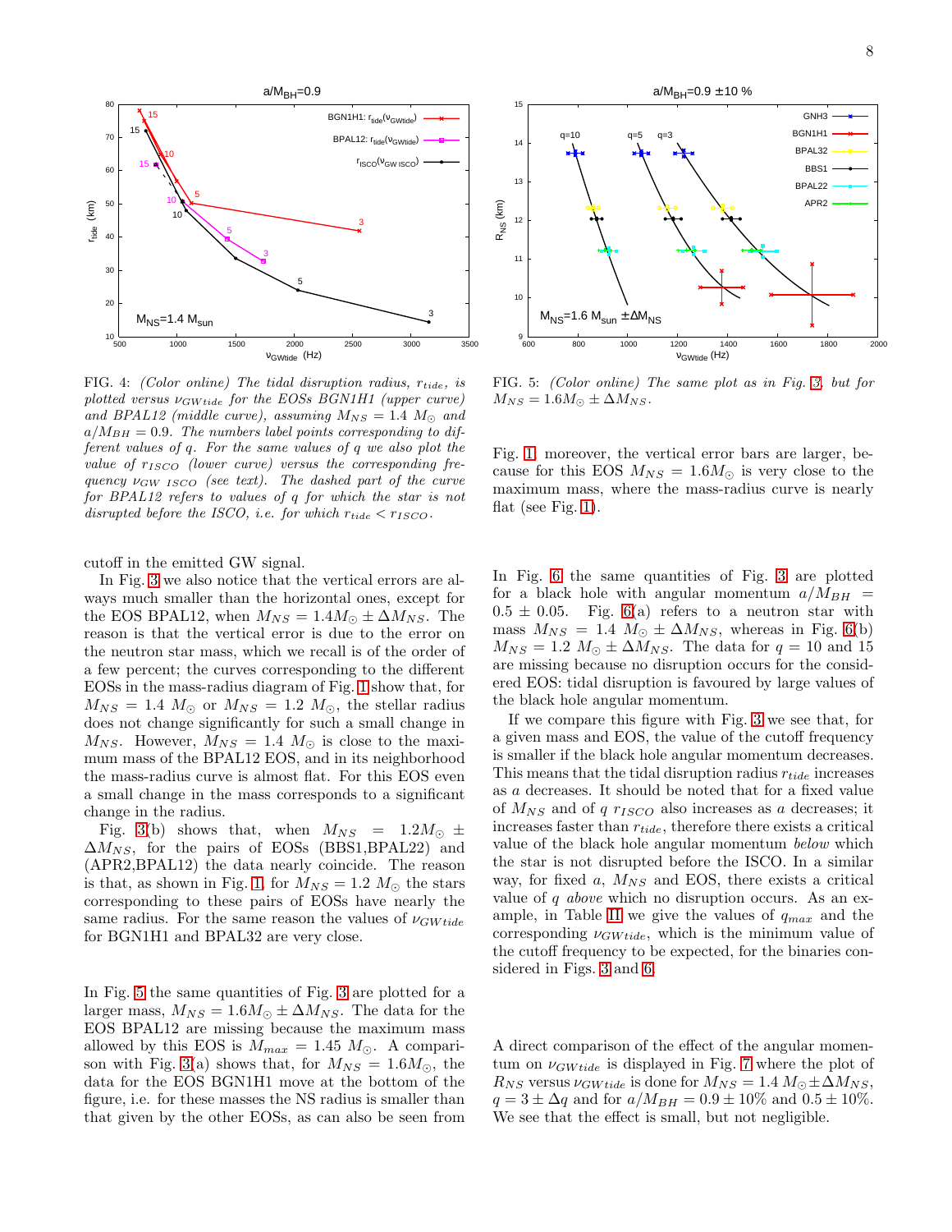a/M$_{BH}$=0.9

BGN1H1: r$_{tide}$(ν$_{GWtide}$)
BPAL12: r$_{tide}$(ν$_{GWtide}$)
r$_{ISCO}$(ν$_{GW\ ISCO}$)

r$_{tide}$ (km)
ν$_{GWtide}$ (Hz)
M$_{NS}$=1.4 M$_{sun}$

15
10
5
3
15
10
5
3
15
10
5
3

10
20
30
40
50
60
70
80

500
1000
1500
2000
2500
3000
3500

FIG. 4: *(Color online) The tidal disruption radius, $r_{tide}$, is plotted versus $\nu_{GWtide}$ for the EOSs BGN1H1 (upper curve) and BPAL12 (middle curve), assuming $M_{NS} = 1.4\ M_\odot$ and $a/M_{BH} = 0.9$. The numbers label points corresponding to different values of $q$. For the same values of $q$ we also plot the value of $r_{ISCO}$ (lower curve) versus the corresponding frequency $\nu_{GW\ ISCO}$ (see text). The dashed part of the curve for BPAL12 refers to values of $q$ for which the star is not disrupted before the ISCO, i.e. for which $r_{tide} < r_{ISCO}$.*

a/M$_{BH}$=0.9 ±10 %

GNH3
BGN1H1
BPAL32
BBS1
BPAL22
APR2

R$_{NS}$ (km)
ν$_{GWtide}$ (Hz)
M$_{NS}$=1.6 M$_{sun}$ ±ΔM$_{NS}$

q=10
q=5
q=3

9
10
11
12
13
14
15

600
800
1000
1200
1400
1600
1800
2000

FIG. 5: *(Color online) The same plot as in Fig. 3, but for $M_{NS} = 1.6M_\odot \pm \Delta M_{NS}$.*

cutoff in the emitted GW signal.

In Fig. 3 we also notice that the vertical errors are always much smaller than the horizontal ones, except for the EOS BPAL12, when $M_{NS} = 1.4M_\odot \pm \Delta M_{NS}$. The reason is that the vertical error is due to the error on the neutron star mass, which we recall is of the order of a few percent; the curves corresponding to the different EOSs in the mass-radius diagram of Fig. 1 show that, for $M_{NS} = 1.4\ M_\odot$ or $M_{NS} = 1.2\ M_\odot$, the stellar radius does not change significantly for such a small change in $M_{NS}$. However, $M_{NS} = 1.4\ M_\odot$ is close to the maximum mass of the BPAL12 EOS, and in its neighborhood the mass-radius curve is almost flat. For this EOS even a small change in the mass corresponds to a significant change in the radius.

Fig. 3(b) shows that, when $M_{NS} = 1.2M_\odot \pm \Delta M_{NS}$, for the pairs of EOSs (BBS1,BPAL22) and (APR2,BPAL12) the data nearly coincide. The reason is that, as shown in Fig. 1, for $M_{NS} = 1.2\ M_\odot$ the stars corresponding to these pairs of EOSs have nearly the same radius. For the same reason the values of $\nu_{GWtide}$ for BGN1H1 and BPAL32 are very close.

In Fig. 5 the same quantities of Fig. 3 are plotted for a larger mass, $M_{NS} = 1.6M_\odot \pm \Delta M_{NS}$. The data for the EOS BPAL12 are missing because the maximum mass allowed by this EOS is $M_{max} = 1.45\ M_\odot$. A comparison with Fig. 3(a) shows that, for $M_{NS} = 1.6M_\odot$, the data for the EOS BGN1H1 move at the bottom of the figure, i.e. for these masses the NS radius is smaller than that given by the other EOSs, as can also be seen from Fig. 1; moreover, the vertical error bars are larger, because for this EOS $M_{NS} = 1.6M_\odot$ is very close to the maximum mass, where the mass-radius curve is nearly flat (see Fig. 1).

In Fig. 6 the same quantities of Fig. 3 are plotted for a black hole with angular momentum $a/M_{BH} = 0.5 \pm 0.05$. Fig. 6(a) refers to a neutron star with mass $M_{NS} = 1.4\ M_\odot \pm \Delta M_{NS}$, whereas in Fig. 6(b) $M_{NS} = 1.2\ M_\odot \pm \Delta M_{NS}$. The data for $q = 10$ and 15 are missing because no disruption occurs for the considered EOS: tidal disruption is favoured by large values of the black hole angular momentum.

If we compare this figure with Fig. 3 we see that, for a given mass and EOS, the value of the cutoff frequency is smaller if the black hole angular momentum decreases. This means that the tidal disruption radius $r_{tide}$ increases as $a$ decreases. It should be noted that for a fixed value of $M_{NS}$ and of $q$ $r_{ISCO}$ also increases as $a$ decreases; it increases faster than $r_{tide}$, therefore there exists a critical value of the black hole angular momentum *below* which the star is not disrupted before the ISCO. In a similar way, for fixed $a$, $M_{NS}$ and EOS, there exists a critical value of $q$ *above* which no disruption occurs. As an example, in Table II we give the values of $q_{max}$ and the corresponding $\nu_{GWtide}$, which is the minimum value of the cutoff frequency to be expected, for the binaries considered in Figs. 3 and 6.

A direct comparison of the effect of the angular momentum on $\nu_{GWtide}$ is displayed in Fig. 7 where the plot of $R_{NS}$ versus $\nu_{GWtide}$ is done for $M_{NS} = 1.4\ M_\odot \pm \Delta M_{NS}$, $q = 3 \pm \Delta q$ and for $a/M_{BH} = 0.9 \pm 10\%$ and $0.5 \pm 10\%$. We see that the effect is small, but not negligible.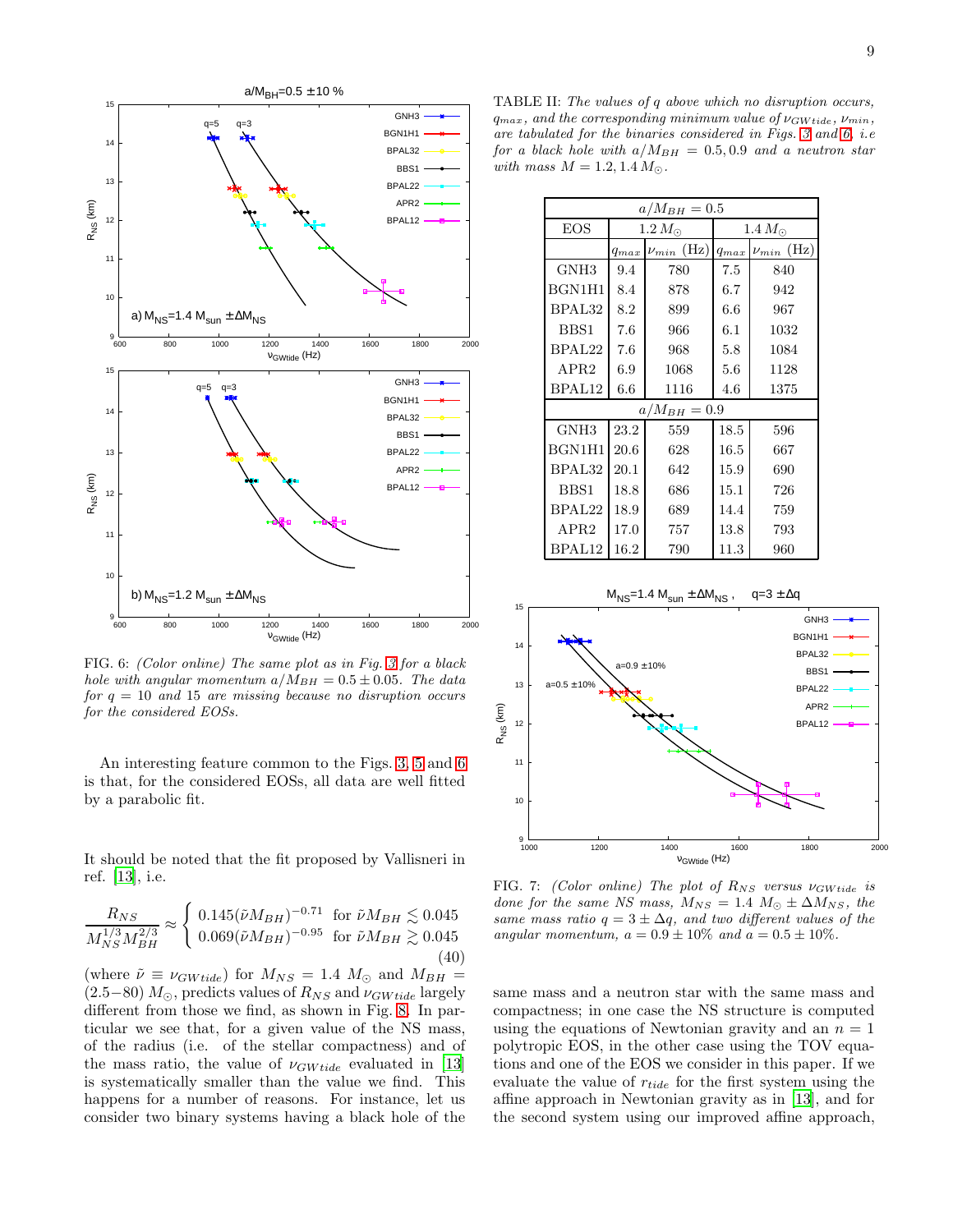a/M$_{BH}$=0.5 ±10 %

q=5 q=3

GNH3
BGN1H1
BPAL32
BBS1
BPAL22
APR2
BPAL12

R$_{NS}$ (km)

ν$_{GWtide}$ (Hz)

a) M$_{NS}$=1.4 M$_{sun}$ ±ΔM$_{NS}$

q=5 q=3

GNH3
BGN1H1
BPAL32
BBS1
BPAL22
APR2
BPAL12

R$_{NS}$ (km)

ν$_{GWtide}$ (Hz)

b) M$_{NS}$=1.2 M$_{sun}$ ±ΔM$_{NS}$

FIG. 6: *(Color online) The same plot as in Fig. 3 for a black hole with angular momentum $a/M_{BH} = 0.5 \pm 0.05$. The data for $q = 10$ and 15 are missing because no disruption occurs for the considered EOSs.*

An interesting feature common to the Figs. 3, 5 and 6 is that, for the considered EOSs, all data are well fitted by a parabolic fit.

It should be noted that the fit proposed by Vallisneri in ref. [13], i.e.

$$\frac{R_{NS}}{M_{NS}^{1/3} M_{BH}^{2/3}} \approx \begin{cases} 0.145(\tilde{\nu} M_{BH})^{-0.71} & \text{for } \tilde{\nu} M_{BH} \lesssim 0.045 \\ 0.069(\tilde{\nu} M_{BH})^{-0.95} & \text{for } \tilde{\nu} M_{BH} \gtrsim 0.045 \end{cases} \tag{40}$$

(where $\tilde{\nu} \equiv \nu_{GWtide}$) for $M_{NS} = 1.4\ M_{\odot}$ and $M_{BH} = (2.5-80)\ M_{\odot}$, predicts values of $R_{NS}$ and $\nu_{GWtide}$ largely different from those we find, as shown in Fig. 8. In particular we see that, for a given value of the NS mass, of the radius (i.e. of the stellar compactness) and of the mass ratio, the value of $\nu_{GWtide}$ evaluated in [13] is systematically smaller than the value we find. This happens for a number of reasons. For instance, let us consider two binary systems having a black hole of the same mass and a neutron star with the same mass and compactness; in one case the NS structure is computed using the equations of Newtonian gravity and an $n = 1$ polytropic EOS, in the other case using the TOV equations and one of the EOS we consider in this paper. If we evaluate the value of $r_{tide}$ for the first system using the affine approach in Newtonian gravity as in [13], and for the second system using our improved affine approach,

TABLE II: *The values of $q$ above which no disruption occurs, $q_{max}$, and the corresponding minimum value of $\nu_{GWtide}$, $\nu_{min}$, are tabulated for the binaries considered in Figs. 3 and 6, i.e for a black hole with $a/M_{BH} = 0.5, 0.9$ and a neutron star with mass $M = 1.2, 1.4\, M_{\odot}$.*

| $a/M_{BH} = 0.5$ | | | | |
|---|---|---|---|---|
| EOS | $1.2\, M_{\odot}$ | | $1.4\, M_{\odot}$ | |
| | $q_{max}$ | $\nu_{min}$ (Hz) | $q_{max}$ | $\nu_{min}$ (Hz) |
| GNH3 | 9.4 | 780 | 7.5 | 840 |
| BGN1H1 | 8.4 | 878 | 6.7 | 942 |
| BPAL32 | 8.2 | 899 | 6.6 | 967 |
| BBS1 | 7.6 | 966 | 6.1 | 1032 |
| BPAL22 | 7.6 | 968 | 5.8 | 1084 |
| APR2 | 6.9 | 1068 | 5.6 | 1128 |
| BPAL12 | 6.6 | 1116 | 4.6 | 1375 |
| $a/M_{BH} = 0.9$ | | | | |
| GNH3 | 23.2 | 559 | 18.5 | 596 |
| BGN1H1 | 20.6 | 628 | 16.5 | 667 |
| BPAL32 | 20.1 | 642 | 15.9 | 690 |
| BBS1 | 18.8 | 686 | 15.1 | 726 |
| BPAL22 | 18.9 | 689 | 14.4 | 759 |
| APR2 | 17.0 | 757 | 13.8 | 793 |
| BPAL12 | 16.2 | 790 | 11.3 | 960 |

M$_{NS}$=1.4 M$_{sun}$ ±ΔM$_{NS}$ , q=3 ±Δq

a=0.9 ±10%
a=0.5 ±10%

GNH3
BGN1H1
BPAL32
BBS1
BPAL22
APR2
BPAL12

R$_{NS}$ (km)

ν$_{GWtide}$ (Hz)

FIG. 7: *(Color online) The plot of $R_{NS}$ versus $\nu_{GWtide}$ is done for the same NS mass, $M_{NS} = 1.4\, M_{\odot} \pm \Delta M_{NS}$, the same mass ratio $q = 3 \pm \Delta q$, and two different values of the angular momentum, $a = 0.9 \pm 10\%$ and $a = 0.5 \pm 10\%$.*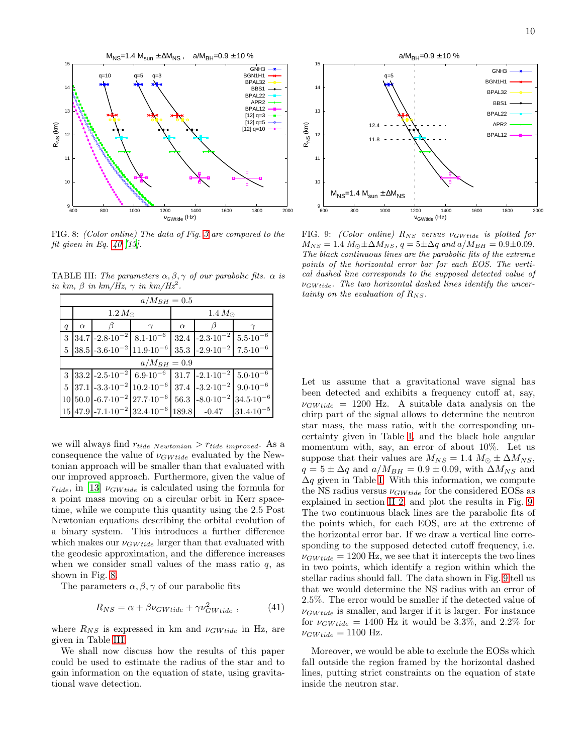FIG. 8: *(Color online) The data of Fig. 3 are compared to the fit given in Eq. 40 [13].*

FIG. 9: *(Color online) $R_{NS}$ versus $\nu_{GWtide}$ is plotted for $M_{NS} = 1.4\ M_{\odot} \pm \Delta M_{NS}$, $q = 5 \pm \Delta q$ and $a/M_{BH} = 0.9 \pm 0.09$. The black continuous lines are the parabolic fits of the extreme points of the horizontal error bar for each EOS. The vertical dashed line corresponds to the supposed detected value of $\nu_{GWtide}$. The two horizontal dashed lines identify the uncertainty on the evaluation of $R_{NS}$.*

TABLE III: *The parameters $\alpha, \beta, \gamma$ of our parabolic fits. $\alpha$ is in km, $\beta$ in km/Hz, $\gamma$ in km/Hz$^2$.*

| $a/M_{BH} = 0.5$ | | | | | | |
|---|---|---|---|---|---|---|
| | $1.2\,M_{\odot}$ | | | $1.4\,M_{\odot}$ | | |
| $q$ | $\alpha$ | $\beta$ | $\gamma$ | $\alpha$ | $\beta$ | $\gamma$ |
| 3 | 34.7 | $-2.8\cdot10^{-2}$ | $8.1\cdot10^{-6}$ | 32.4 | $-2.3\cdot10^{-2}$ | $5.5\cdot10^{-6}$ |
| 5 | 38.5 | $-3.6\cdot10^{-2}$ | $11.9\cdot10^{-6}$ | 35.3 | $-2.9\cdot10^{-2}$ | $7.5\cdot10^{-6}$ |
| $a/M_{BH} = 0.9$ | | | | | | |
| 3 | 33.2 | $-2.5\cdot10^{-2}$ | $6.9\cdot10^{-6}$ | 31.7 | $-2.1\cdot10^{-2}$ | $5.0\cdot10^{-6}$ |
| 5 | 37.1 | $-3.3\cdot10^{-2}$ | $10.2\cdot10^{-6}$ | 37.4 | $-3.2\cdot10^{-2}$ | $9.0\cdot10^{-6}$ |
| 10 | 50.0 | $-6.7\cdot10^{-2}$ | $27.7\cdot10^{-6}$ | 56.3 | $-8.0\cdot10^{-2}$ | $34.5\cdot10^{-6}$ |
| 15 | 47.9 | $-7.1\cdot10^{-2}$ | $32.4\cdot10^{-6}$ | 189.8 | -0.47 | $31.4\cdot10^{-5}$ |

we will always find $r_{tide\ Newtonian} > r_{tide\ improved}$. As a consequence the value of $\nu_{GWtide}$ evaluated by the Newtonian approach will be smaller than that evaluated with our improved approach. Furthermore, given the value of $r_{tide}$, in [13] $\nu_{GWtide}$ is calculated using the formula for a point mass moving on a circular orbit in Kerr spacetime, while we compute this quantity using the 2.5 Post Newtonian equations describing the orbital evolution of a binary system. This introduces a further difference which makes our $\nu_{GWtide}$ larger than that evaluated with the geodesic approximation, and the difference increases when we consider small values of the mass ratio $q$, as shown in Fig. 8.

The parameters $\alpha, \beta, \gamma$ of our parabolic fits

$$R_{NS} = \alpha + \beta\nu_{GWtide} + \gamma\nu_{GWtide}^2\ , \qquad (41)$$

where $R_{NS}$ is expressed in km and $\nu_{GWtide}$ in Hz, are given in Table III.

We shall now discuss how the results of this paper could be used to estimate the radius of the star and to gain information on the equation of state, using gravitational wave detection.

Let us assume that a gravitational wave signal has been detected and exhibits a frequency cutoff at, say, $\nu_{GWtide} = 1200$ Hz. A suitable data analysis on the chirp part of the signal allows to determine the neutron star mass, the mass ratio, with the corresponding uncertainty given in Table I, and the black hole angular momentum with, say, an error of about 10%. Let us suppose that their values are $M_{NS} = 1.4\ M_{\odot} \pm \Delta M_{NS}$, $q = 5 \pm \Delta q$ and $a/M_{BH} = 0.9 \pm 0.09$, with $\Delta M_{NS}$ and $\Delta q$ given in Table I. With this information, we compute the NS radius versus $\nu_{GWtide}$ for the considered EOSs as explained in section II 2, and plot the results in Fig. 9. The two continuous black lines are the parabolic fits of the points which, for each EOS, are at the extreme of the horizontal error bar. If we draw a vertical line corresponding to the supposed detected cutoff frequency, i.e. $\nu_{GWtide} = 1200$ Hz, we see that it intercepts the two lines in two points, which identify a region within which the stellar radius should fall. The data shown in Fig. 9 tell us that we would determine the NS radius with an error of 2.5%. The error would be smaller if the detected value of $\nu_{GWtide}$ is smaller, and larger if it is larger. For instance for $\nu_{GWtide} = 1400$ Hz it would be 3.3%, and 2.2% for $\nu_{GWtide} = 1100$ Hz.

Moreover, we would be able to exclude the EOSs which fall outside the region framed by the horizontal dashed lines, putting strict constraints on the equation of state inside the neutron star.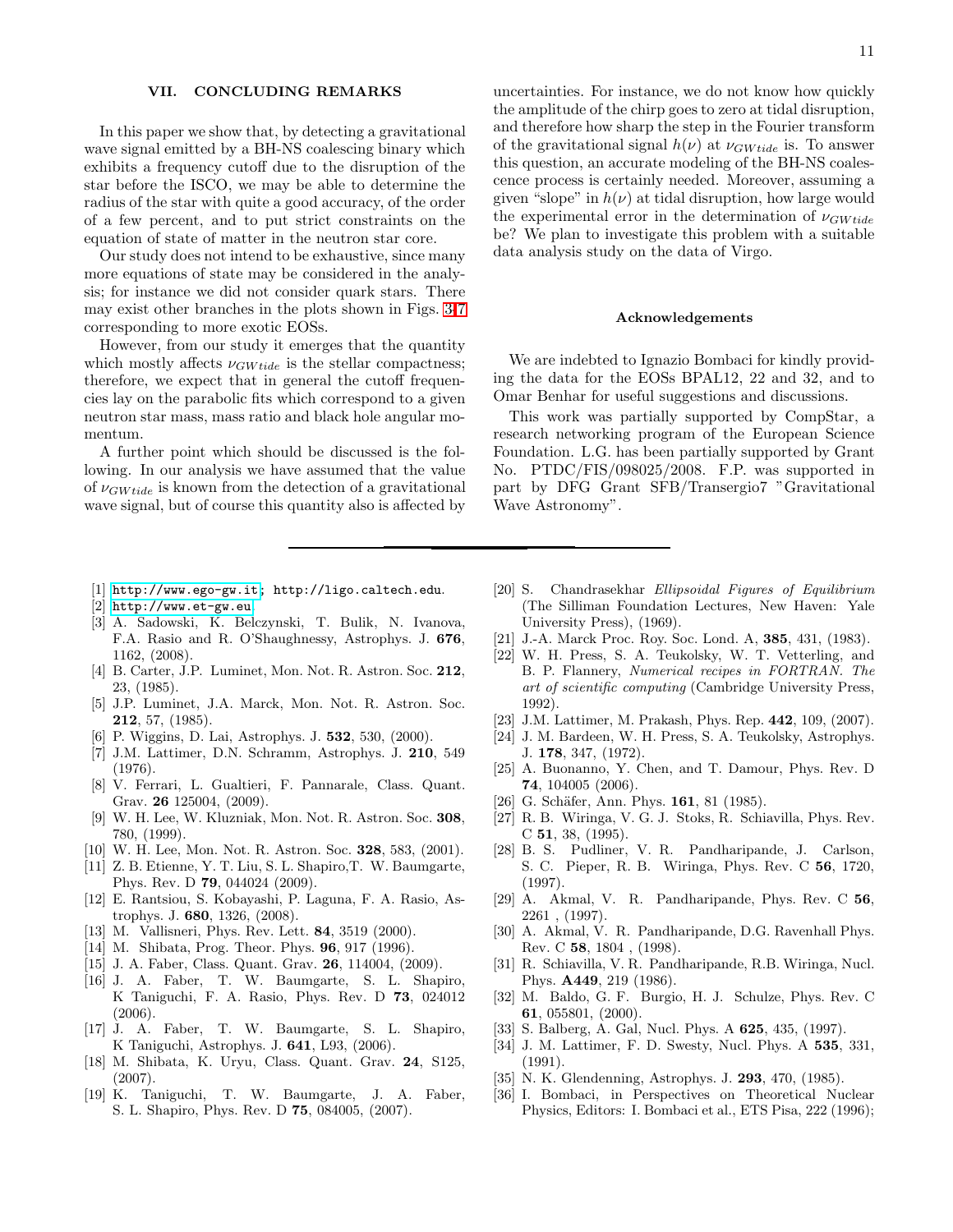## VII. CONCLUDING REMARKS

In this paper we show that, by detecting a gravitational wave signal emitted by a BH-NS coalescing binary which exhibits a frequency cutoff due to the disruption of the star before the ISCO, we may be able to determine the radius of the star with quite a good accuracy, of the order of a few percent, and to put strict constraints on the equation of state of matter in the neutron star core.

Our study does not intend to be exhaustive, since many more equations of state may be considered in the analysis; for instance we did not consider quark stars. There may exist other branches in the plots shown in Figs. 3-7 corresponding to more exotic EOSs.

However, from our study it emerges that the quantity which mostly affects $\nu_{GWtide}$ is the stellar compactness; therefore, we expect that in general the cutoff frequencies lay on the parabolic fits which correspond to a given neutron star mass, mass ratio and black hole angular momentum.

A further point which should be discussed is the following. In our analysis we have assumed that the value of $\nu_{GWtide}$ is known from the detection of a gravitational wave signal, but of course this quantity also is affected by uncertainties. For instance, we do not know how quickly the amplitude of the chirp goes to zero at tidal disruption, and therefore how sharp the step in the Fourier transform of the gravitational signal $h(\nu)$ at $\nu_{GWtide}$ is. To answer this question, an accurate modeling of the BH-NS coalescence process is certainly needed. Moreover, assuming a given "slope" in $h(\nu)$ at tidal disruption, how large would the experimental error in the determination of $\nu_{GWtide}$ be? We plan to investigate this problem with a suitable data analysis study on the data of Virgo.

#### Acknowledgements

We are indebted to Ignazio Bombaci for kindly providing the data for the EOSs BPAL12, 22 and 32, and to Omar Benhar for useful suggestions and discussions.

This work was partially supported by CompStar, a research networking program of the European Science Foundation. L.G. has been partially supported by Grant No. PTDC/FIS/098025/2008. F.P. was supported in part by DFG Grant SFB/Transergio7 "Gravitational Wave Astronomy".

---

[1] http://www.ego-gw.it; http://ligo.caltech.edu.
[2] http://www.et-gw.eu
[3] A. Sadowski, K. Belczynski, T. Bulik, N. Ivanova, F.A. Rasio and R. O'Shaughnessy, Astrophys. J. **676**, 1162, (2008).
[4] B. Carter, J.P. Luminet, Mon. Not. R. Astron. Soc. **212**, 23, (1985).
[5] J.P. Luminet, J.A. Marck, Mon. Not. R. Astron. Soc. **212**, 57, (1985).
[6] P. Wiggins, D. Lai, Astrophys. J. **532**, 530, (2000).
[7] J.M. Lattimer, D.N. Schramm, Astrophys. J. **210**, 549 (1976).
[8] V. Ferrari, L. Gualtieri, F. Pannarale, Class. Quant. Grav. **26** 125004, (2009).
[9] W. H. Lee, W. Kluzniak, Mon. Not. R. Astron. Soc. **308**, 780, (1999).
[10] W. H. Lee, Mon. Not. R. Astron. Soc. **328**, 583, (2001).
[11] Z. B. Etienne, Y. T. Liu, S. L. Shapiro,T. W. Baumgarte, Phys. Rev. D **79**, 044024 (2009).
[12] E. Rantsiou, S. Kobayashi, P. Laguna, F. A. Rasio, Astrophys. J. **680**, 1326, (2008).
[13] M. Vallisneri, Phys. Rev. Lett. **84**, 3519 (2000).
[14] M. Shibata, Prog. Theor. Phys. **96**, 917 (1996).
[15] J. A. Faber, Class. Quant. Grav. **26**, 114004, (2009).
[16] J. A. Faber, T. W. Baumgarte, S. L. Shapiro, K Taniguchi, F. A. Rasio, Phys. Rev. D **73**, 024012 (2006).
[17] J. A. Faber, T. W. Baumgarte, S. L. Shapiro, K Taniguchi, Astrophys. J. **641**, L93, (2006).
[18] M. Shibata, K. Uryu, Class. Quant. Grav. **24**, S125, (2007).
[19] K. Taniguchi, T. W. Baumgarte, J. A. Faber, S. L. Shapiro, Phys. Rev. D **75**, 084005, (2007).
[20] S. Chandrasekhar *Ellipsoidal Figures of Equilibrium* (The Silliman Foundation Lectures, New Haven: Yale University Press), (1969).
[21] J.-A. Marck Proc. Roy. Soc. Lond. A, **385**, 431, (1983).
[22] W. H. Press, S. A. Teukolsky, W. T. Vetterling, and B. P. Flannery, *Numerical recipes in FORTRAN. The art of scientific computing* (Cambridge University Press, 1992).
[23] J.M. Lattimer, M. Prakash, Phys. Rep. **442**, 109, (2007).
[24] J. M. Bardeen, W. H. Press, S. A. Teukolsky, Astrophys. J. **178**, 347, (1972).
[25] A. Buonanno, Y. Chen, and T. Damour, Phys. Rev. D **74**, 104005 (2006).
[26] G. Schäfer, Ann. Phys. **161**, 81 (1985).
[27] R. B. Wiringa, V. G. J. Stoks, R. Schiavilla, Phys. Rev. C **51**, 38, (1995).
[28] B. S. Pudliner, V. R. Pandharipande, J. Carlson, S. C. Pieper, R. B. Wiringa, Phys. Rev. C **56**, 1720, (1997).
[29] A. Akmal, V. R. Pandharipande, Phys. Rev. C **56**, 2261 , (1997).
[30] A. Akmal, V. R. Pandharipande, D.G. Ravenhall Phys. Rev. C **58**, 1804 , (1998).
[31] R. Schiavilla, V. R. Pandharipande, R.B. Wiringa, Nucl. Phys. **A449**, 219 (1986).
[32] M. Baldo, G. F. Burgio, H. J. Schulze, Phys. Rev. C **61**, 055801, (2000).
[33] S. Balberg, A. Gal, Nucl. Phys. A **625**, 435, (1997).
[34] J. M. Lattimer, F. D. Swesty, Nucl. Phys. A **535**, 331, (1991).
[35] N. K. Glendenning, Astrophys. J. **293**, 470, (1985).
[36] I. Bombaci, in Perspectives on Theoretical Nuclear Physics, Editors: I. Bombaci et al., ETS Pisa, 222 (1996);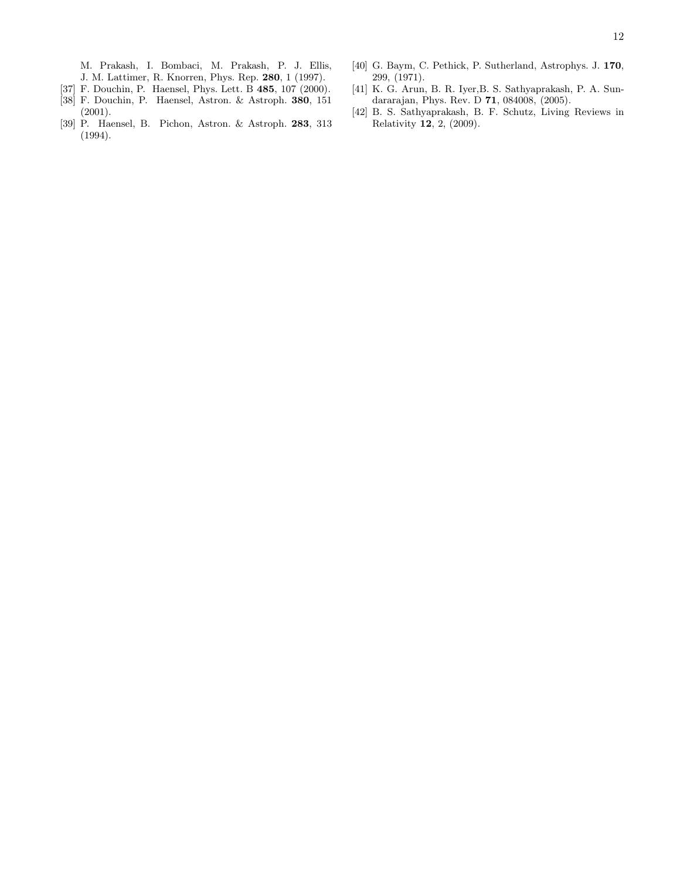M. Prakash, I. Bombaci, M. Prakash, P. J. Ellis, J. M. Lattimer, R. Knorren, Phys. Rep. **280**, 1 (1997).

[37] F. Douchin, P. Haensel, Phys. Lett. B **485**, 107 (2000).

[38] F. Douchin, P. Haensel, Astron. & Astroph. **380**, 151 (2001).

[39] P. Haensel, B. Pichon, Astron. & Astroph. **283**, 313 (1994).

[40] G. Baym, C. Pethick, P. Sutherland, Astrophys. J. **170**, 299, (1971).

[41] K. G. Arun, B. R. Iyer,B. S. Sathyaprakash, P. A. Sundararajan, Phys. Rev. D **71**, 084008, (2005).

[42] B. S. Sathyaprakash, B. F. Schutz, Living Reviews in Relativity **12**, 2, (2009).